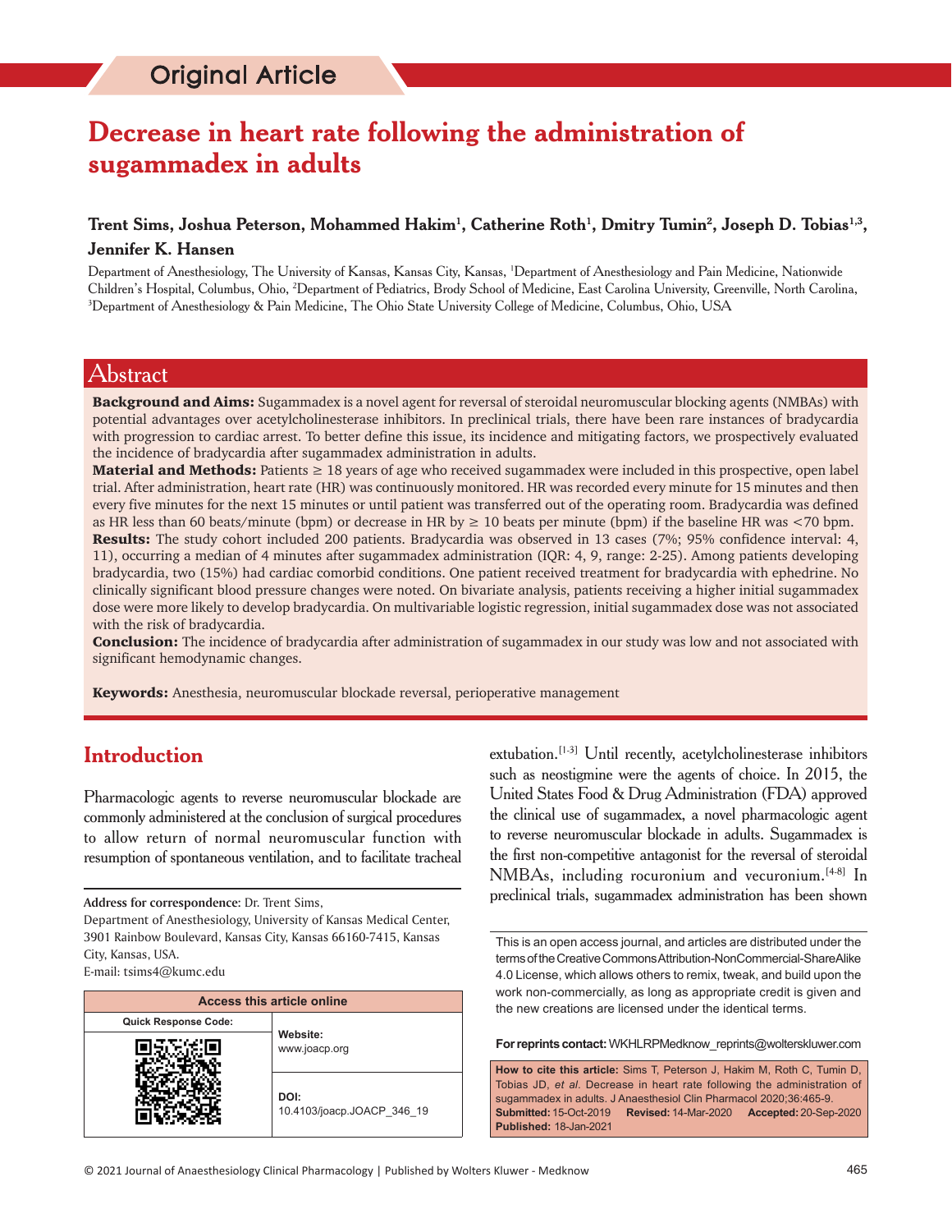Original Article

# Decrease in heart rate following the administration of sugammadex in adults

**Trent Sims, Joshua Peterson, Mohammed Hakim[1], Catherine Roth[1], Dmitry Tumin[2], Joseph D. Tobias[1,3], Jennifer K. Hansen**

Department of Anesthesiology, The University of Kansas, Kansas City, Kansas, [1]Department of Anesthesiology and Pain Medicine, Nationwide Children's Hospital, Columbus, Ohio, [2]Department of Pediatrics, Brody School of Medicine, East Carolina University, Greenville, North Carolina, [3]Department of Anesthesiology & Pain Medicine, The Ohio State University College of Medicine, Columbus, Ohio, USA

## Abstract

**Background and Aims:** Sugammadex is a novel agent for reversal of steroidal neuromuscular blocking agents (NMBAs) with potential advantages over acetylcholinesterase inhibitors. In preclinical trials, there have been rare instances of bradycardia with progression to cardiac arrest. To better define this issue, its incidence and mitigating factors, we prospectively evaluated the incidence of bradycardia after sugammadex administration in adults.

**Material and Methods:** Patients ≥ 18 years of age who received sugammadex were included in this prospective, open label trial. After administration, heart rate (HR) was continuously monitored. HR was recorded every minute for 15 minutes and then every five minutes for the next 15 minutes or until patient was transferred out of the operating room. Bradycardia was defined as HR less than 60 beats/minute (bpm) or decrease in HR by ≥ 10 beats per minute (bpm) if the baseline HR was <70 bpm.

**Results:** The study cohort included 200 patients. Bradycardia was observed in 13 cases (7%; 95% confidence interval: 4, 11), occurring a median of 4 minutes after sugammadex administration (IQR: 4, 9, range: 2-25). Among patients developing bradycardia, two (15%) had cardiac comorbid conditions. One patient received treatment for bradycardia with ephedrine. No clinically significant blood pressure changes were noted. On bivariate analysis, patients receiving a higher initial sugammadex dose were more likely to develop bradycardia. On multivariable logistic regression, initial sugammadex dose was not associated with the risk of bradycardia.

**Conclusion:** The incidence of bradycardia after administration of sugammadex in our study was low and not associated with significant hemodynamic changes.

**Keywords:** Anesthesia, neuromuscular blockade reversal, perioperative management

## Introduction

Pharmacologic agents to reverse neuromuscular blockade are commonly administered at the conclusion of surgical procedures to allow return of normal neuromuscular function with resumption of spontaneous ventilation, and to facilitate tracheal extubation.[1-3] Until recently, acetylcholinesterase inhibitors such as neostigmine were the agents of choice. In 2015, the United States Food & Drug Administration (FDA) approved the clinical use of sugammadex, a novel pharmacologic agent to reverse neuromuscular blockade in adults. Sugammadex is the first non-competitive antagonist for the reversal of steroidal NMBAs, including rocuronium and vecuronium.[4-8] In preclinical trials, sugammadex administration has been shown

**Address for correspondence**: Dr. Trent Sims,
Department of Anesthesiology, University of Kansas Medical Center, 3901 Rainbow Boulevard, Kansas City, Kansas 66160-7415, Kansas City, Kansas, USA.
E-mail: tsims4@kumc.edu

| Access this article online | |
|---|---|
| Quick Response Code: | Website: www.joacp.org |
| | DOI: 10.4103/joacp.JOACP_346_19 |

This is an open access journal, and articles are distributed under the terms of the Creative Commons Attribution-NonCommercial-ShareAlike 4.0 License, which allows others to remix, tweak, and build upon the work non-commercially, as long as appropriate credit is given and the new creations are licensed under the identical terms.

**For reprints contact:** WKHLRPMedknow_reprints@wolterskluwer.com

**How to cite this article:** Sims T, Peterson J, Hakim M, Roth C, Tumin D, Tobias JD, *et al*. Decrease in heart rate following the administration of sugammadex in adults. J Anaesthesiol Clin Pharmacol 2020;36:465-9.
**Submitted:** 15-Oct-2019 **Revised:** 14-Mar-2020 **Accepted:** 20-Sep-2020 **Published:** 18-Jan-2021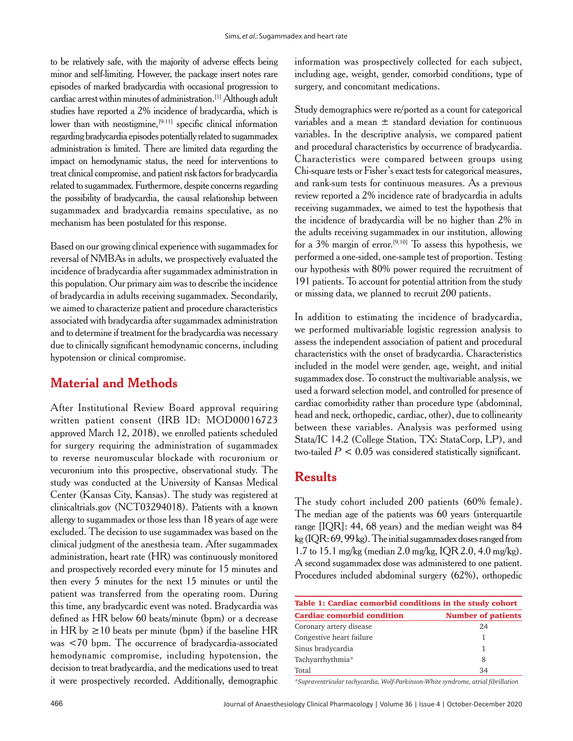to be relatively safe, with the majority of adverse effects being minor and self-limiting. However, the package insert notes rare episodes of marked bradycardia with occasional progression to cardiac arrest within minutes of administration.[1] Although adult studies have reported a 2% incidence of bradycardia, which is lower than with neostigmine,[9-11] specific clinical information regarding bradycardia episodes potentially related to sugammadex administration is limited. There are limited data regarding the impact on hemodynamic status, the need for interventions to treat clinical compromise, and patient risk factors for bradycardia related to sugammadex. Furthermore, despite concerns regarding the possibility of bradycardia, the causal relationship between sugammadex and bradycardia remains speculative, as no mechanism has been postulated for this response.

Based on our growing clinical experience with sugammadex for reversal of NMBAs in adults, we prospectively evaluated the incidence of bradycardia after sugammadex administration in this population. Our primary aim was to describe the incidence of bradycardia in adults receiving sugammadex. Secondarily, we aimed to characterize patient and procedure characteristics associated with bradycardia after sugammadex administration and to determine if treatment for the bradycardia was necessary due to clinically significant hemodynamic concerns, including hypotension or clinical compromise.

## Material and Methods

After Institutional Review Board approval requiring written patient consent (IRB ID: MOD00016723 approved March 12, 2018), we enrolled patients scheduled for surgery requiring the administration of sugammadex to reverse neuromuscular blockade with rocuronium or vecuronium into this prospective, observational study. The study was conducted at the University of Kansas Medical Center (Kansas City, Kansas). The study was registered at clinicaltrials.gov (NCT03294018). Patients with a known allergy to sugammadex or those less than 18 years of age were excluded. The decision to use sugammadex was based on the clinical judgment of the anesthesia team. After sugammadex administration, heart rate (HR) was continuously monitored and prospectively recorded every minute for 15 minutes and then every 5 minutes for the next 15 minutes or until the patient was transferred from the operating room. During this time, any bradycardic event was noted. Bradycardia was defined as HR below 60 beats/minute (bpm) or a decrease in HR by ≥10 beats per minute (bpm) if the baseline HR was <70 bpm. The occurrence of bradycardia-associated hemodynamic compromise, including hypotension, the decision to treat bradycardia, and the medications used to treat it were prospectively recorded. Additionally, demographic information was prospectively collected for each subject, including age, weight, gender, comorbid conditions, type of surgery, and concomitant medications.

Study demographics were re/ported as a count for categorical variables and a mean ± standard deviation for continuous variables. In the descriptive analysis, we compared patient and procedural characteristics by occurrence of bradycardia. Characteristics were compared between groups using Chi-square tests or Fisher's exact tests for categorical measures, and rank-sum tests for continuous measures. As a previous review reported a 2% incidence rate of bradycardia in adults receiving sugammadex, we aimed to test the hypothesis that the incidence of bradycardia will be no higher than 2% in the adults receiving sugammadex in our institution, allowing for a 3% margin of error.[9,10] To assess this hypothesis, we performed a one-sided, one-sample test of proportion. Testing our hypothesis with 80% power required the recruitment of 191 patients. To account for potential attrition from the study or missing data, we planned to recruit 200 patients.

In addition to estimating the incidence of bradycardia, we performed multivariable logistic regression analysis to assess the independent association of patient and procedural characteristics with the onset of bradycardia. Characteristics included in the model were gender, age, weight, and initial sugammadex dose. To construct the multivariable analysis, we used a forward selection model, and controlled for presence of cardiac comorbidity rather than procedure type (abdominal, head and neck, orthopedic, cardiac, other), due to collinearity between these variables. Analysis was performed using Stata/IC 14.2 (College Station, TX: StataCorp, LP), and two-tailed $P < 0.05$ was considered statistically significant.

## Results

The study cohort included 200 patients (60% female). The median age of the patients was 60 years (interquartile range [IQR]: 44, 68 years) and the median weight was 84 kg (IQR: 69, 99 kg). The initial sugammadex doses ranged from 1.7 to 15.1 mg/kg (median 2.0 mg/kg, IQR 2.0, 4.0 mg/kg). A second sugammadex dose was administered to one patient. Procedures included abdominal surgery (62%), orthopedic

**Table 1: Cardiac comorbid conditions in the study cohort**

| Cardiac comorbid condition | Number of patients |
|---|---|
| Coronary artery disease | 24 |
| Congestive heart failure | 1 |
| Sinus bradycardia | 1 |
| Tachyarrhythmia* | 8 |
| Total | 34 |

*Supraventricular tachycardia, Wolf-Parkinson-White syndrome, atrial fibrillation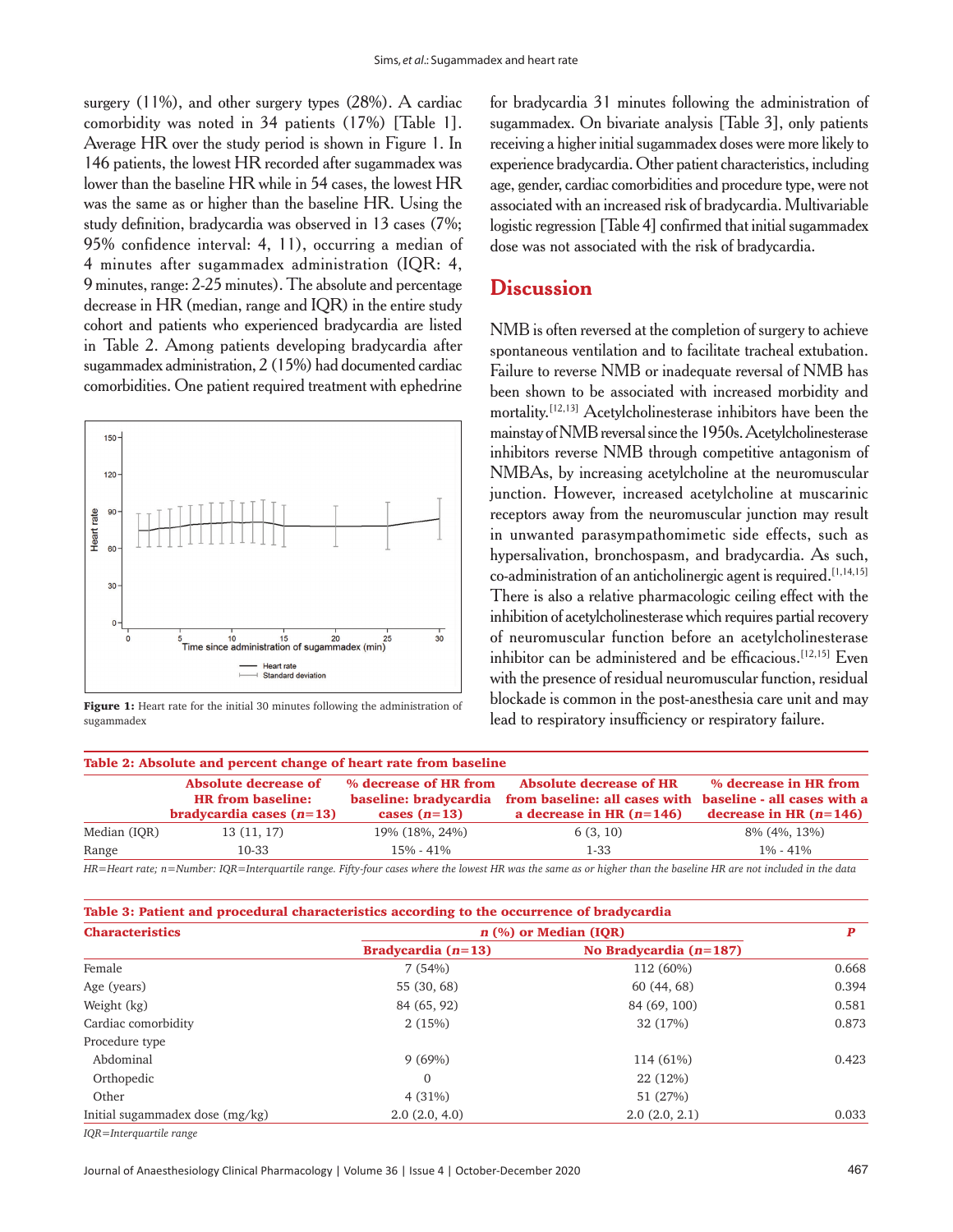surgery (11%), and other surgery types (28%). A cardiac comorbidity was noted in 34 patients (17%) [Table 1]. Average HR over the study period is shown in Figure 1. In 146 patients, the lowest HR recorded after sugammadex was lower than the baseline HR while in 54 cases, the lowest HR was the same as or higher than the baseline HR. Using the study definition, bradycardia was observed in 13 cases (7%; 95% confidence interval: 4, 11), occurring a median of 4 minutes after sugammadex administration (IQR: 4, 9 minutes, range: 2-25 minutes). The absolute and percentage decrease in HR (median, range and IQR) in the entire study cohort and patients who experienced bradycardia are listed in Table 2. Among patients developing bradycardia after sugammadex administration, 2 (15%) had documented cardiac comorbidities. One patient required treatment with ephedrine for bradycardia 31 minutes following the administration of sugammadex. On bivariate analysis [Table 3], only patients receiving a higher initial sugammadex doses were more likely to experience bradycardia. Other patient characteristics, including age, gender, cardiac comorbidities and procedure type, were not associated with an increased risk of bradycardia. Multivariable logistic regression [Table 4] confirmed that initial sugammadex dose was not associated with the risk of bradycardia.

**Figure 1:** Heart rate for the initial 30 minutes following the administration of sugammadex

## Discussion

NMB is often reversed at the completion of surgery to achieve spontaneous ventilation and to facilitate tracheal extubation. Failure to reverse NMB or inadequate reversal of NMB has been shown to be associated with increased morbidity and mortality.[12,13] Acetylcholinesterase inhibitors have been the mainstay of NMB reversal since the 1950s. Acetylcholinesterase inhibitors reverse NMB through competitive antagonism of NMBAs, by increasing acetylcholine at the neuromuscular junction. However, increased acetylcholine at muscarinic receptors away from the neuromuscular junction may result in unwanted parasympathomimetic side effects, such as hypersalivation, bronchospasm, and bradycardia. As such, co-administration of an anticholinergic agent is required.[1,14,15] There is also a relative pharmacologic ceiling effect with the inhibition of acetylcholinesterase which requires partial recovery of neuromuscular function before an acetylcholinesterase inhibitor can be administered and be efficacious.[12,15] Even with the presence of residual neuromuscular function, residual blockade is common in the post-anesthesia care unit and may lead to respiratory insufficiency or respiratory failure.

**Table 2: Absolute and percent change of heart rate from baseline**

| | Absolute decrease of HR from baseline: bradycardia cases ($n$=13) | % decrease of HR from baseline: bradycardia cases ($n$=13) | Absolute decrease of HR from baseline: all cases with a decrease in HR ($n$=146) | % decrease in HR from baseline - all cases with a decrease in HR ($n$=146) |
|---|---|---|---|---|
| Median (IQR) | 13 (11, 17) | 19% (18%, 24%) | 6 (3, 10) | 8% (4%, 13%) |
| Range | 10-33 | 15% - 41% | 1-33 | 1% - 41% |

*HR=Heart rate; n=Number: IQR=Interquartile range. Fifty-four cases where the lowest HR was the same as or higher than the baseline HR are not included in the data*

**Table 3: Patient and procedural characteristics according to the occurrence of bradycardia**

| Characteristics | $n$ (%) or Median (IQR) | | $P$ |
|---|---|---|---|
| | Bradycardia ($n$=13) | No Bradycardia ($n$=187) | |
| Female | 7 (54%) | 112 (60%) | 0.668 |
| Age (years) | 55 (30, 68) | 60 (44, 68) | 0.394 |
| Weight (kg) | 84 (65, 92) | 84 (69, 100) | 0.581 |
| Cardiac comorbidity | 2 (15%) | 32 (17%) | 0.873 |
| Procedure type | | | |
| Abdominal | 9 (69%) | 114 (61%) | 0.423 |
| Orthopedic | 0 | 22 (12%) | |
| Other | 4 (31%) | 51 (27%) | |
| Initial sugammadex dose (mg/kg) | 2.0 (2.0, 4.0) | 2.0 (2.0, 2.1) | 0.033 |

*IQR=Interquartile range*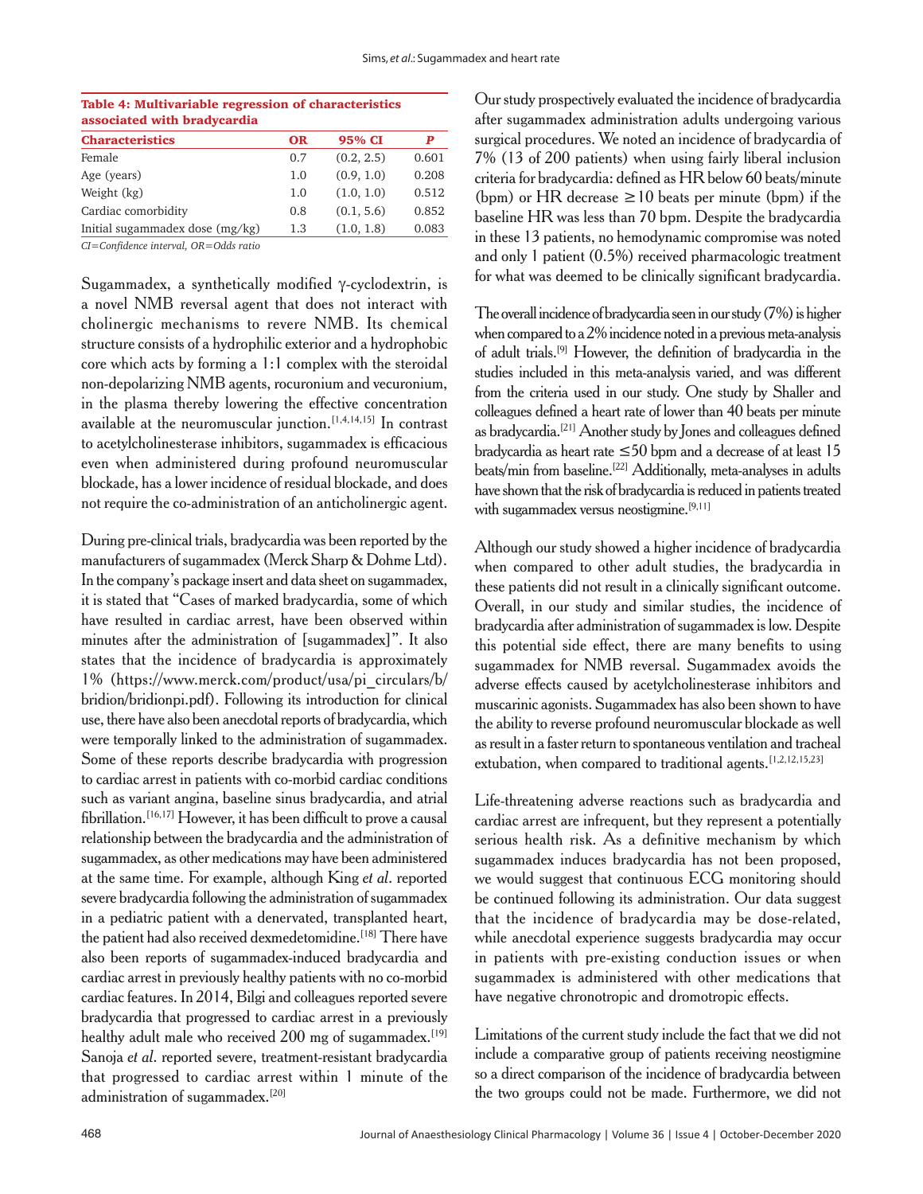**Table 4: Multivariable regression of characteristics associated with bradycardia**

| Characteristics | OR | 95% CI | P |
|---|---|---|---|
| Female | 0.7 | (0.2, 2.5) | 0.601 |
| Age (years) | 1.0 | (0.9, 1.0) | 0.208 |
| Weight (kg) | 1.0 | (1.0, 1.0) | 0.512 |
| Cardiac comorbidity | 0.8 | (0.1, 5.6) | 0.852 |
| Initial sugammadex dose (mg/kg) | 1.3 | (1.0, 1.8) | 0.083 |

*CI=Confidence interval, OR=Odds ratio*

Sugammadex, a synthetically modified γ-cyclodextrin, is a novel NMB reversal agent that does not interact with cholinergic mechanisms to revere NMB. Its chemical structure consists of a hydrophilic exterior and a hydrophobic core which acts by forming a 1:1 complex with the steroidal non-depolarizing NMB agents, rocuronium and vecuronium, in the plasma thereby lowering the effective concentration available at the neuromuscular junction.[1,4,14,15] In contrast to acetylcholinesterase inhibitors, sugammadex is efficacious even when administered during profound neuromuscular blockade, has a lower incidence of residual blockade, and does not require the co-administration of an anticholinergic agent.

During pre-clinical trials, bradycardia was been reported by the manufacturers of sugammadex (Merck Sharp & Dohme Ltd). In the company's package insert and data sheet on sugammadex, it is stated that "Cases of marked bradycardia, some of which have resulted in cardiac arrest, have been observed within minutes after the administration of [sugammadex]". It also states that the incidence of bradycardia is approximately 1% (https://www.merck.com/product/usa/pi_circulars/b/bridion/bridionpi.pdf). Following its introduction for clinical use, there have also been anecdotal reports of bradycardia, which were temporally linked to the administration of sugammadex. Some of these reports describe bradycardia with progression to cardiac arrest in patients with co-morbid cardiac conditions such as variant angina, baseline sinus bradycardia, and atrial fibrillation.[16,17] However, it has been difficult to prove a causal relationship between the bradycardia and the administration of sugammadex, as other medications may have been administered at the same time. For example, although King *et al*. reported severe bradycardia following the administration of sugammadex in a pediatric patient with a denervated, transplanted heart, the patient had also received dexmedetomidine.[18] There have also been reports of sugammadex-induced bradycardia and cardiac arrest in previously healthy patients with no co-morbid cardiac features. In 2014, Bilgi and colleagues reported severe bradycardia that progressed to cardiac arrest in a previously healthy adult male who received 200 mg of sugammadex.[19] Sanoja *et al*. reported severe, treatment-resistant bradycardia that progressed to cardiac arrest within 1 minute of the administration of sugammadex.[20]

Our study prospectively evaluated the incidence of bradycardia after sugammadex administration adults undergoing various surgical procedures. We noted an incidence of bradycardia of 7% (13 of 200 patients) when using fairly liberal inclusion criteria for bradycardia: defined as HR below 60 beats/minute (bpm) or HR decrease ≥10 beats per minute (bpm) if the baseline HR was less than 70 bpm. Despite the bradycardia in these 13 patients, no hemodynamic compromise was noted and only 1 patient (0.5%) received pharmacologic treatment for what was deemed to be clinically significant bradycardia.

The overall incidence of bradycardia seen in our study (7%) is higher when compared to a 2% incidence noted in a previous meta-analysis of adult trials.[9] However, the definition of bradycardia in the studies included in this meta-analysis varied, and was different from the criteria used in our study. One study by Shaller and colleagues defined a heart rate of lower than 40 beats per minute as bradycardia.[21] Another study by Jones and colleagues defined bradycardia as heart rate ≤50 bpm and a decrease of at least 15 beats/min from baseline.[22] Additionally, meta-analyses in adults have shown that the risk of bradycardia is reduced in patients treated with sugammadex versus neostigmine.[9,11]

Although our study showed a higher incidence of bradycardia when compared to other adult studies, the bradycardia in these patients did not result in a clinically significant outcome. Overall, in our study and similar studies, the incidence of bradycardia after administration of sugammadex is low. Despite this potential side effect, there are many benefits to using sugammadex for NMB reversal. Sugammadex avoids the adverse effects caused by acetylcholinesterase inhibitors and muscarinic agonists. Sugammadex has also been shown to have the ability to reverse profound neuromuscular blockade as well as result in a faster return to spontaneous ventilation and tracheal extubation, when compared to traditional agents.[1,2,12,15,23]

Life-threatening adverse reactions such as bradycardia and cardiac arrest are infrequent, but they represent a potentially serious health risk. As a definitive mechanism by which sugammadex induces bradycardia has not been proposed, we would suggest that continuous ECG monitoring should be continued following its administration. Our data suggest that the incidence of bradycardia may be dose-related, while anecdotal experience suggests bradycardia may occur in patients with pre-existing conduction issues or when sugammadex is administered with other medications that have negative chronotropic and dromotropic effects.

Limitations of the current study include the fact that we did not include a comparative group of patients receiving neostigmine so a direct comparison of the incidence of bradycardia between the two groups could not be made. Furthermore, we did not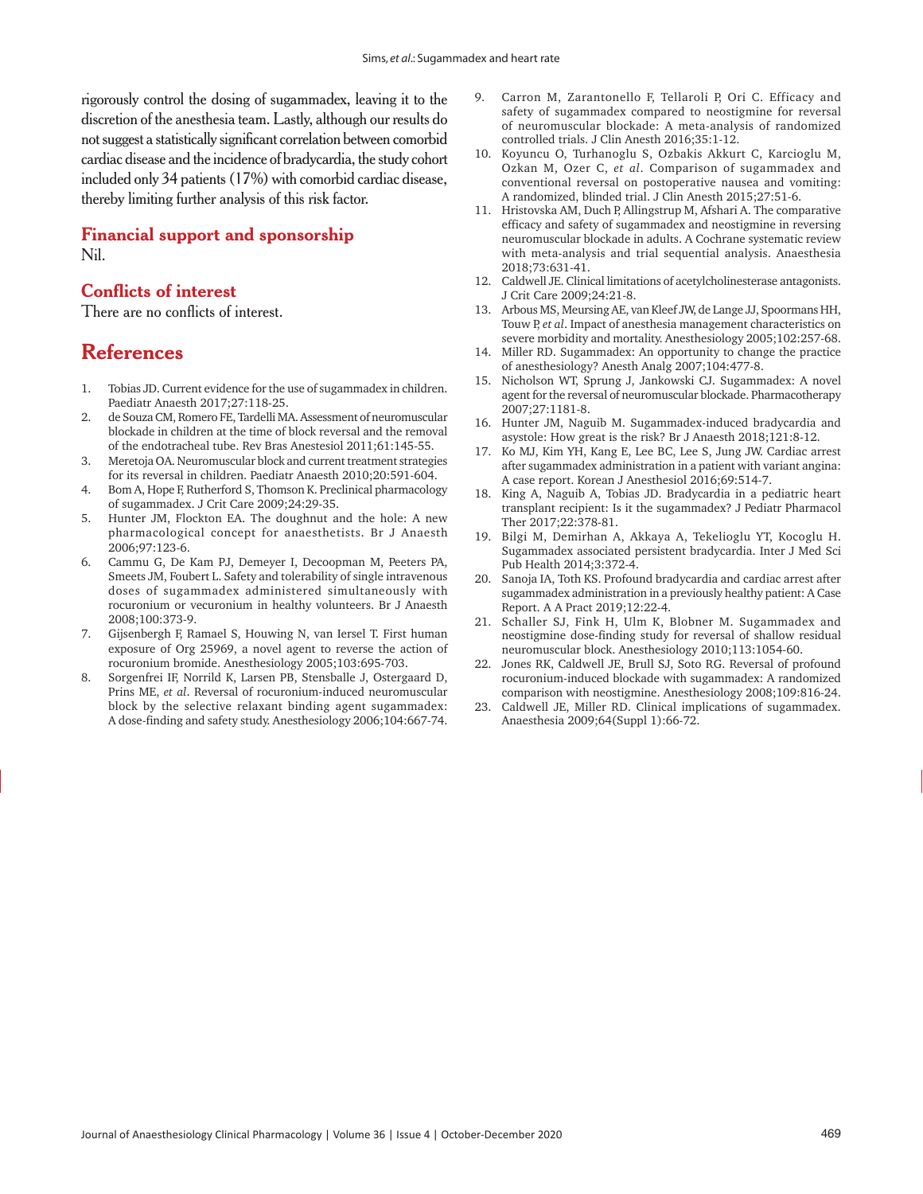rigorously control the dosing of sugammadex, leaving it to the discretion of the anesthesia team. Lastly, although our results do not suggest a statistically significant correlation between comorbid cardiac disease and the incidence of bradycardia, the study cohort included only 34 patients (17%) with comorbid cardiac disease, thereby limiting further analysis of this risk factor.

### Financial support and sponsorship

Nil.

### Conflicts of interest

There are no conflicts of interest.

## References

1. Tobias JD. Current evidence for the use of sugammadex in children. Paediatr Anaesth 2017;27:118-25.
2. de Souza CM, Romero FE, Tardelli MA. Assessment of neuromuscular blockade in children at the time of block reversal and the removal of the endotracheal tube. Rev Bras Anestesiol 2011;61:145-55.
3. Meretoja OA. Neuromuscular block and current treatment strategies for its reversal in children. Paediatr Anaesth 2010;20:591-604.
4. Bom A, Hope F, Rutherford S, Thomson K. Preclinical pharmacology of sugammadex. J Crit Care 2009;24:29-35.
5. Hunter JM, Flockton EA. The doughnut and the hole: A new pharmacological concept for anaesthetists. Br J Anaesth 2006;97:123-6.
6. Cammu G, De Kam PJ, Demeyer I, Decoopman M, Peeters PA, Smeets JM, Foubert L. Safety and tolerability of single intravenous doses of sugammadex administered simultaneously with rocuronium or vecuronium in healthy volunteers. Br J Anaesth 2008;100:373-9.
7. Gijsenbergh F, Ramael S, Houwing N, van Iersel T. First human exposure of Org 25969, a novel agent to reverse the action of rocuronium bromide. Anesthesiology 2005;103:695-703.
8. Sorgenfrei IF, Norrild K, Larsen PB, Stensballe J, Ostergaard D, Prins ME, *et al*. Reversal of rocuronium-induced neuromuscular block by the selective relaxant binding agent sugammadex: A dose-finding and safety study. Anesthesiology 2006;104:667-74.
9. Carron M, Zarantonello F, Tellaroli P, Ori C. Efficacy and safety of sugammadex compared to neostigmine for reversal of neuromuscular blockade: A meta-analysis of randomized controlled trials. J Clin Anesth 2016;35:1-12.
10. Koyuncu O, Turhanoglu S, Ozbakis Akkurt C, Karcioglu M, Ozkan M, Ozer C, *et al*. Comparison of sugammadex and conventional reversal on postoperative nausea and vomiting: A randomized, blinded trial. J Clin Anesth 2015;27:51-6.
11. Hristovska AM, Duch P, Allingstrup M, Afshari A. The comparative efficacy and safety of sugammadex and neostigmine in reversing neuromuscular blockade in adults. A Cochrane systematic review with meta-analysis and trial sequential analysis. Anaesthesia 2018;73:631-41.
12. Caldwell JE. Clinical limitations of acetylcholinesterase antagonists. J Crit Care 2009;24:21-8.
13. Arbous MS, Meursing AE, van Kleef JW, de Lange JJ, Spoormans HH, Touw P, *et al*. Impact of anesthesia management characteristics on severe morbidity and mortality. Anesthesiology 2005;102:257-68.
14. Miller RD. Sugammadex: An opportunity to change the practice of anesthesiology? Anesth Analg 2007;104:477-8.
15. Nicholson WT, Sprung J, Jankowski CJ. Sugammadex: A novel agent for the reversal of neuromuscular blockade. Pharmacotherapy 2007;27:1181-8.
16. Hunter JM, Naguib M. Sugammadex-induced bradycardia and asystole: How great is the risk? Br J Anaesth 2018;121:8-12.
17. Ko MJ, Kim YH, Kang E, Lee BC, Lee S, Jung JW. Cardiac arrest after sugammadex administration in a patient with variant angina: A case report. Korean J Anesthesiol 2016;69:514-7.
18. King A, Naguib A, Tobias JD. Bradycardia in a pediatric heart transplant recipient: Is it the sugammadex? J Pediatr Pharmacol Ther 2017;22:378-81.
19. Bilgi M, Demirhan A, Akkaya A, Tekelioglu YT, Kocoglu H. Sugammadex associated persistent bradycardia. Inter J Med Sci Pub Health 2014;3:372-4.
20. Sanoja IA, Toth KS. Profound bradycardia and cardiac arrest after sugammadex administration in a previously healthy patient: A Case Report. A A Pract 2019;12:22-4.
21. Schaller SJ, Fink H, Ulm K, Blobner M. Sugammadex and neostigmine dose-finding study for reversal of shallow residual neuromuscular block. Anesthesiology 2010;113:1054-60.
22. Jones RK, Caldwell JE, Brull SJ, Soto RG. Reversal of profound rocuronium-induced blockade with sugammadex: A randomized comparison with neostigmine. Anesthesiology 2008;109:816-24.
23. Caldwell JE, Miller RD. Clinical implications of sugammadex. Anaesthesia 2009;64(Suppl 1):66-72.